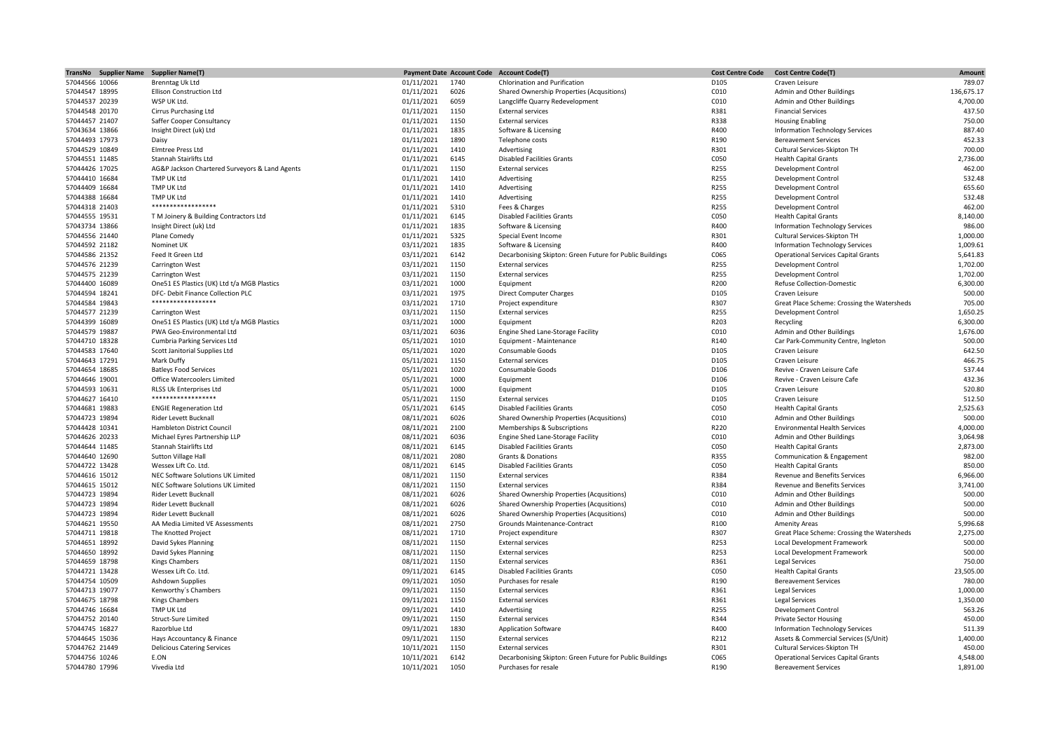| TransNo | Supplier Name | Supplier Name(T) | Payment Date | Account Code | Account Code(T) | Cost Centre Code | Cost Centre Code(T) | Amount |
|---|---|---|---|---|---|---|---|---|
| 57044566 | 10066 | Brenntag Uk Ltd | 01/11/2021 | 1740 | Chlorination and Purification | D105 | Craven Leisure | 789.07 |
| 57044547 | 18995 | Ellison Construction Ltd | 01/11/2021 | 6026 | Shared Ownership Properties (Acqusitions) | C010 | Admin and Other Buildings | 136,675.17 |
| 57044537 | 20239 | WSP UK Ltd. | 01/11/2021 | 6059 | Langcliffe Quarry Redevelopment | C010 | Admin and Other Buildings | 4,700.00 |
| 57044548 | 20170 | Cirrus Purchasing Ltd | 01/11/2021 | 1150 | External services | R381 | Financial Services | 437.50 |
| 57044457 | 21407 | Saffer Cooper Consultancy | 01/11/2021 | 1150 | External services | R338 | Housing Enabling | 750.00 |
| 57043634 | 13866 | Insight Direct (uk) Ltd | 01/11/2021 | 1835 | Software & Licensing | R400 | Information Technology Services | 887.40 |
| 57044493 | 17973 | Daisy | 01/11/2021 | 1890 | Telephone costs | R190 | Bereavement Services | 452.33 |
| 57044529 | 10849 | Elmtree Press Ltd | 01/11/2021 | 1410 | Advertising | R301 | Cultural Services-Skipton TH | 700.00 |
| 57044551 | 11485 | Stannah Stairlifts Ltd | 01/11/2021 | 6145 | Disabled Facilities Grants | C050 | Health Capital Grants | 2,736.00 |
| 57044426 | 17025 | AG&P Jackson Chartered Surveyors & Land Agents | 01/11/2021 | 1150 | External services | R255 | Development Control | 462.00 |
| 57044410 | 16684 | TMP UK Ltd | 01/11/2021 | 1410 | Advertising | R255 | Development Control | 532.48 |
| 57044409 | 16684 | TMP UK Ltd | 01/11/2021 | 1410 | Advertising | R255 | Development Control | 655.60 |
| 57044388 | 16684 | TMP UK Ltd | 01/11/2021 | 1410 | Advertising | R255 | Development Control | 532.48 |
| 57044318 | 21403 | ****************** | 01/11/2021 | 5310 | Fees & Charges | R255 | Development Control | 462.00 |
| 57044555 | 19531 | T M Joinery & Building Contractors Ltd | 01/11/2021 | 6145 | Disabled Facilities Grants | C050 | Health Capital Grants | 8,140.00 |
| 57043734 | 13866 | Insight Direct (uk) Ltd | 01/11/2021 | 1835 | Software & Licensing | R400 | Information Technology Services | 986.00 |
| 57044556 | 21440 | Plane Comedy | 01/11/2021 | 5325 | Special Event Income | R301 | Cultural Services-Skipton TH | 1,000.00 |
| 57044592 | 21182 | Nominet UK | 03/11/2021 | 1835 | Software & Licensing | R400 | Information Technology Services | 1,009.61 |
| 57044586 | 21352 | Feed It Green Ltd | 03/11/2021 | 6142 | Decarbonising Skipton: Green Future for Public Buildings | C065 | Operational Services Capital Grants | 5,641.83 |
| 57044576 | 21239 | Carrington West | 03/11/2021 | 1150 | External services | R255 | Development Control | 1,702.00 |
| 57044575 | 21239 | Carrington West | 03/11/2021 | 1150 | External services | R255 | Development Control | 1,702.00 |
| 57044400 | 16089 | One51 ES Plastics (UK) Ltd t/a MGB Plastics | 03/11/2021 | 1000 | Equipment | R200 | Refuse Collection-Domestic | 6,300.00 |
| 57044594 | 18241 | DFC- Debit Finance Collection PLC | 03/11/2021 | 1975 | Direct Computer Charges | D105 | Craven Leisure | 500.00 |
| 57044584 | 19843 | ****************** | 03/11/2021 | 1710 | Project expenditure | R307 | Great Place Scheme: Crossing the Watersheds | 705.00 |
| 57044577 | 21239 | Carrington West | 03/11/2021 | 1150 | External services | R255 | Development Control | 1,650.25 |
| 57044399 | 16089 | One51 ES Plastics (UK) Ltd t/a MGB Plastics | 03/11/2021 | 1000 | Equipment | R203 | Recycling | 6,300.00 |
| 57044579 | 19887 | PWA Geo-Environmental Ltd | 03/11/2021 | 6036 | Engine Shed Lane-Storage Facility | C010 | Admin and Other Buildings | 1,676.00 |
| 57044710 | 18328 | Cumbria Parking Services Ltd | 05/11/2021 | 1010 | Equipment - Maintenance | R140 | Car Park-Community Centre, Ingleton | 500.00 |
| 57044583 | 17640 | Scott Janitorial Supplies Ltd | 05/11/2021 | 1020 | Consumable Goods | D105 | Craven Leisure | 642.50 |
| 57044643 | 17291 | Mark Duffy | 05/11/2021 | 1150 | External services | D105 | Craven Leisure | 466.75 |
| 57044654 | 18685 | Batleys Food Services | 05/11/2021 | 1020 | Consumable Goods | D106 | Revive - Craven Leisure Cafe | 537.44 |
| 57044646 | 19001 | Office Watercoolers Limited | 05/11/2021 | 1000 | Equipment | D106 | Revive - Craven Leisure Cafe | 432.36 |
| 57044593 | 10631 | RLSS Uk Enterprises Ltd | 05/11/2021 | 1000 | Equipment | D105 | Craven Leisure | 520.80 |
| 57044627 | 16410 | ****************** | 05/11/2021 | 1150 | External services | D105 | Craven Leisure | 512.50 |
| 57044681 | 19883 | ENGIE Regeneration Ltd | 05/11/2021 | 6145 | Disabled Facilities Grants | C050 | Health Capital Grants | 2,525.63 |
| 57044723 | 19894 | Rider Levett Bucknall | 08/11/2021 | 6026 | Shared Ownership Properties (Acqusitions) | C010 | Admin and Other Buildings | 500.00 |
| 57044428 | 10341 | Hambleton District Council | 08/11/2021 | 2100 | Memberships & Subscriptions | R220 | Environmental Health Services | 4,000.00 |
| 57044626 | 20233 | Michael Eyres Partnership LLP | 08/11/2021 | 6036 | Engine Shed Lane-Storage Facility | C010 | Admin and Other Buildings | 3,064.98 |
| 57044644 | 11485 | Stannah Stairlifts Ltd | 08/11/2021 | 6145 | Disabled Facilities Grants | C050 | Health Capital Grants | 2,873.00 |
| 57044640 | 12690 | Sutton Village Hall | 08/11/2021 | 2080 | Grants & Donations | R355 | Communication & Engagement | 982.00 |
| 57044722 | 13428 | Wessex Lift Co. Ltd. | 08/11/2021 | 6145 | Disabled Facilities Grants | C050 | Health Capital Grants | 850.00 |
| 57044616 | 15012 | NEC Software Solutions UK Limited | 08/11/2021 | 1150 | External services | R384 | Revenue and Benefits Services | 6,966.00 |
| 57044615 | 15012 | NEC Software Solutions UK Limited | 08/11/2021 | 1150 | External services | R384 | Revenue and Benefits Services | 3,741.00 |
| 57044723 | 19894 | Rider Levett Bucknall | 08/11/2021 | 6026 | Shared Ownership Properties (Acqusitions) | C010 | Admin and Other Buildings | 500.00 |
| 57044723 | 19894 | Rider Levett Bucknall | 08/11/2021 | 6026 | Shared Ownership Properties (Acqusitions) | C010 | Admin and Other Buildings | 500.00 |
| 57044723 | 19894 | Rider Levett Bucknall | 08/11/2021 | 6026 | Shared Ownership Properties (Acqusitions) | C010 | Admin and Other Buildings | 500.00 |
| 57044621 | 19550 | AA Media Limited VE Assessments | 08/11/2021 | 2750 | Grounds Maintenance-Contract | R100 | Amenity Areas | 5,996.68 |
| 57044711 | 19818 | The Knotted Project | 08/11/2021 | 1710 | Project expenditure | R307 | Great Place Scheme: Crossing the Watersheds | 2,275.00 |
| 57044651 | 18992 | David Sykes Planning | 08/11/2021 | 1150 | External services | R253 | Local Development Framework | 500.00 |
| 57044650 | 18992 | David Sykes Planning | 08/11/2021 | 1150 | External services | R253 | Local Development Framework | 500.00 |
| 57044659 | 18798 | Kings Chambers | 08/11/2021 | 1150 | External services | R361 | Legal Services | 750.00 |
| 57044721 | 13428 | Wessex Lift Co. Ltd. | 09/11/2021 | 6145 | Disabled Facilities Grants | C050 | Health Capital Grants | 23,505.00 |
| 57044754 | 10509 | Ashdown Supplies | 09/11/2021 | 1050 | Purchases for resale | R190 | Bereavement Services | 780.00 |
| 57044713 | 19077 | Kenworthy´s Chambers | 09/11/2021 | 1150 | External services | R361 | Legal Services | 1,000.00 |
| 57044675 | 18798 | Kings Chambers | 09/11/2021 | 1150 | External services | R361 | Legal Services | 1,350.00 |
| 57044746 | 16684 | TMP UK Ltd | 09/11/2021 | 1410 | Advertising | R255 | Development Control | 563.26 |
| 57044752 | 20140 | Struct-Sure Limited | 09/11/2021 | 1150 | External services | R344 | Private Sector Housing | 450.00 |
| 57044745 | 16827 | Razorblue Ltd | 09/11/2021 | 1830 | Application Software | R400 | Information Technology Services | 511.39 |
| 57044645 | 15036 | Hays Accountancy & Finance | 09/11/2021 | 1150 | External services | R212 | Assets & Commercial Services (S/Unit) | 1,400.00 |
| 57044762 | 21449 | Delicious Catering Services | 10/11/2021 | 1150 | External services | R301 | Cultural Services-Skipton TH | 450.00 |
| 57044756 | 10246 | E.ON | 10/11/2021 | 6142 | Decarbonising Skipton: Green Future for Public Buildings | C065 | Operational Services Capital Grants | 4,548.00 |
| 57044780 | 17996 | Vivedia Ltd | 10/11/2021 | 1050 | Purchases for resale | R190 | Bereavement Services | 1,891.00 |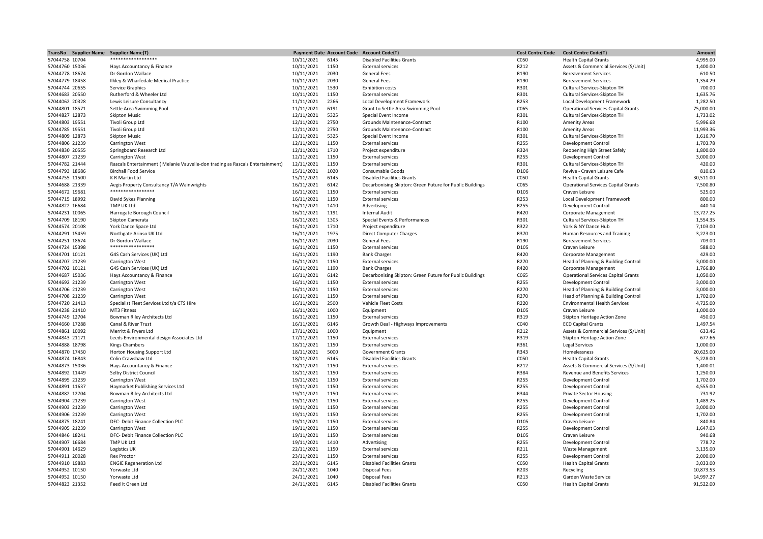| TransNo | Supplier Name | Supplier Name(T) | Payment Date | Account Code | Account Code(T) | Cost Centre Code | Cost Centre Code(T) | Amount |
|---|---|---|---|---|---|---|---|---|
| 57044758 | 10704 | ***************** | 10/11/2021 | 6145 | Disabled Facilities Grants | C050 | Health Capital Grants | 4,995.00 |
| 57044760 | 15036 | Hays Accountancy & Finance | 10/11/2021 | 1150 | External services | R212 | Assets & Commercial Services (S/Unit) | 1,400.00 |
| 57044778 | 18674 | Dr Gordon Wallace | 10/11/2021 | 2030 | General Fees | R190 | Bereavement Services | 610.50 |
| 57044779 | 18458 | Ilkley & Wharfedale Medical Practice | 10/11/2021 | 2030 | General Fees | R190 | Bereavement Services | 1,354.29 |
| 57044744 | 20655 | Service Graphics | 10/11/2021 | 1530 | Exhibition costs | R301 | Cultural Services-Skipton TH | 700.00 |
| 57044683 | 20550 | Rutherford & Wheeler Ltd | 10/11/2021 | 1150 | External services | R301 | Cultural Services-Skipton TH | 1,635.76 |
| 57044062 | 20328 | Lewis Leisure Consultancy | 11/11/2021 | 2266 | Local Development Framework | R253 | Local Development Framework | 1,282.50 |
| 57044801 | 18571 | Settle Area Swimming Pool | 11/11/2021 | 6191 | Grant to Settle Area Swimming Pool | C065 | Operational Services Capital Grants | 75,000.00 |
| 57044827 | 12873 | Skipton Music | 12/11/2021 | 5325 | Special Event Income | R301 | Cultural Services-Skipton TH | 1,733.02 |
| 57044803 | 19551 | Tivoli Group Ltd | 12/11/2021 | 2750 | Grounds Maintenance-Contract | R100 | Amenity Areas | 5,996.68 |
| 57044785 | 19551 | Tivoli Group Ltd | 12/11/2021 | 2750 | Grounds Maintenance-Contract | R100 | Amenity Areas | 11,993.36 |
| 57044809 | 12873 | Skipton Music | 12/11/2021 | 5325 | Special Event Income | R301 | Cultural Services-Skipton TH | 1,616.70 |
| 57044806 | 21239 | Carrington West | 12/11/2021 | 1150 | External services | R255 | Development Control | 1,703.78 |
| 57044830 | 20555 | Springboard Research Ltd | 12/11/2021 | 1710 | Project expenditure | R324 | Reopening High Street Safely | 1,800.00 |
| 57044807 | 21239 | Carrington West | 12/11/2021 | 1150 | External services | R255 | Development Control | 3,000.00 |
| 57044782 | 21444 | Rascals Entertainment ( Melanie Vauvelle-don trading as Rascals Entertainment) | 12/11/2021 | 1150 | External services | R301 | Cultural Services-Skipton TH | 420.00 |
| 57044793 | 18686 | Birchall Food Service | 15/11/2021 | 1020 | Consumable Goods | D106 | Revive - Craven Leisure Cafe | 810.63 |
| 57044755 | 11500 | K R Martin Ltd | 15/11/2021 | 6145 | Disabled Facilities Grants | C050 | Health Capital Grants | 30,511.00 |
| 57044688 | 21339 | Aegis Property Consultancy T/A Wainwrights | 16/11/2021 | 6142 | Decarbonising Skipton: Green Future for Public Buildings | C065 | Operational Services Capital Grants | 7,500.80 |
| 57044672 | 19681 | ***************** | 16/11/2021 | 1150 | External services | D105 | Craven Leisure | 525.00 |
| 57044715 | 18992 | David Sykes Planning | 16/11/2021 | 1150 | External services | R253 | Local Development Framework | 800.00 |
| 57044822 | 16684 | TMP UK Ltd | 16/11/2021 | 1410 | Advertising | R255 | Development Control | 440.14 |
| 57044231 | 10065 | Harrogate Borough Council | 16/11/2021 | 1191 | Internal Audit | R420 | Corporate Management | 13,727.25 |
| 57044709 | 18190 | Skipton Camerata | 16/11/2021 | 1305 | Special Events & Performances | R301 | Cultural Services-Skipton TH | 1,554.35 |
| 57044574 | 20108 | York Dance Space Ltd | 16/11/2021 | 1710 | Project expenditure | R322 | York & NY Dance Hub | 7,103.00 |
| 57044291 | 15459 | Northgate Arinso UK Ltd | 16/11/2021 | 1975 | Direct Computer Charges | R370 | Human Resources and Training | 3,223.00 |
| 57044251 | 18674 | Dr Gordon Wallace | 16/11/2021 | 2030 | General Fees | R190 | Bereavement Services | 703.00 |
| 57044724 | 15398 | ***************** | 16/11/2021 | 1150 | External services | D105 | Craven Leisure | 588.00 |
| 57044701 | 10121 | G4S Cash Services (UK) Ltd | 16/11/2021 | 1190 | Bank Charges | R420 | Corporate Management | 429.00 |
| 57044707 | 21239 | Carrington West | 16/11/2021 | 1150 | External services | R270 | Head of Planning & Building Control | 3,000.00 |
| 57044702 | 10121 | G4S Cash Services (UK) Ltd | 16/11/2021 | 1190 | Bank Charges | R420 | Corporate Management | 1,766.80 |
| 57044687 | 15036 | Hays Accountancy & Finance | 16/11/2021 | 6142 | Decarbonising Skipton: Green Future for Public Buildings | C065 | Operational Services Capital Grants | 1,050.00 |
| 57044692 | 21239 | Carrington West | 16/11/2021 | 1150 | External services | R255 | Development Control | 3,000.00 |
| 57044706 | 21239 | Carrington West | 16/11/2021 | 1150 | External services | R270 | Head of Planning & Building Control | 3,000.00 |
| 57044708 | 21239 | Carrington West | 16/11/2021 | 1150 | External services | R270 | Head of Planning & Building Control | 1,702.00 |
| 57044720 | 21413 | Specialist Fleet Services Ltd t/a CTS Hire | 16/11/2021 | 2500 | Vehicle Fleet Costs | R220 | Environmental Health Services | 4,725.00 |
| 57044238 | 21410 | MT3 Fitness | 16/11/2021 | 1000 | Equipment | D105 | Craven Leisure | 1,000.00 |
| 57044749 | 12704 | Bowman Riley Architects Ltd | 16/11/2021 | 1150 | External services | R319 | Skipton Heritage Action Zone | 450.00 |
| 57044660 | 17288 | Canal & River Trust | 16/11/2021 | 6146 | Growth Deal - Highways Improvements | C040 | ECD Capital Grants | 1,497.54 |
| 57044861 | 10092 | Merritt & Fryers Ltd | 17/11/2021 | 1000 | Equipment | R212 | Assets & Commercial Services (S/Unit) | 633.46 |
| 57044843 | 21171 | Leeds Environmental design Associates Ltd | 17/11/2021 | 1150 | External services | R319 | Skipton Heritage Action Zone | 677.66 |
| 57044888 | 18798 | Kings Chambers | 18/11/2021 | 1150 | External services | R361 | Legal Services | 1,000.00 |
| 57044870 | 17450 | Horton Housing Support Ltd | 18/11/2021 | 5000 | Government Grants | R343 | Homelessness | 20,625.00 |
| 57044874 | 16843 | Colin Crawshaw Ltd | 18/11/2021 | 6145 | Disabled Facilities Grants | C050 | Health Capital Grants | 5,228.00 |
| 57044873 | 15036 | Hays Accountancy & Finance | 18/11/2021 | 1150 | External services | R212 | Assets & Commercial Services (S/Unit) | 1,400.01 |
| 57044892 | 11449 | Selby District Council | 18/11/2021 | 1150 | External services | R384 | Revenue and Benefits Services | 1,250.00 |
| 57044895 | 21239 | Carrington West | 19/11/2021 | 1150 | External services | R255 | Development Control | 1,702.00 |
| 57044891 | 11637 | Haymarket Publishing Services Ltd | 19/11/2021 | 1150 | External services | R255 | Development Control | 4,555.00 |
| 57044882 | 12704 | Bowman Riley Architects Ltd | 19/11/2021 | 1150 | External services | R344 | Private Sector Housing | 731.92 |
| 57044904 | 21239 | Carrington West | 19/11/2021 | 1150 | External services | R255 | Development Control | 1,489.25 |
| 57044903 | 21239 | Carrington West | 19/11/2021 | 1150 | External services | R255 | Development Control | 3,000.00 |
| 57044906 | 21239 | Carrington West | 19/11/2021 | 1150 | External services | R255 | Development Control | 1,702.00 |
| 57044875 | 18241 | DFC- Debit Finance Collection PLC | 19/11/2021 | 1150 | External services | D105 | Craven Leisure | 840.84 |
| 57044905 | 21239 | Carrington West | 19/11/2021 | 1150 | External services | R255 | Development Control | 1,647.03 |
| 57044846 | 18241 | DFC- Debit Finance Collection PLC | 19/11/2021 | 1150 | External services | D105 | Craven Leisure | 940.68 |
| 57044907 | 16684 | TMP UK Ltd | 19/11/2021 | 1410 | Advertising | R255 | Development Control | 778.72 |
| 57044901 | 14629 | Logistics UK | 22/11/2021 | 1150 | External services | R211 | Waste Management | 3,135.00 |
| 57044911 | 20028 | Rex Proctor | 23/11/2021 | 1150 | External services | R255 | Development Control | 2,000.00 |
| 57044910 | 19883 | ENGIE Regeneration Ltd | 23/11/2021 | 6145 | Disabled Facilities Grants | C050 | Health Capital Grants | 3,033.00 |
| 57044952 | 10150 | Yorwaste Ltd | 24/11/2021 | 1040 | Disposal Fees | R203 | Recycling | 10,873.53 |
| 57044952 | 10150 | Yorwaste Ltd | 24/11/2021 | 1040 | Disposal Fees | R213 | Garden Waste Service | 14,997.27 |
| 57044823 | 21352 | Feed It Green Ltd | 24/11/2021 | 6145 | Disabled Facilities Grants | C050 | Health Capital Grants | 91,522.00 |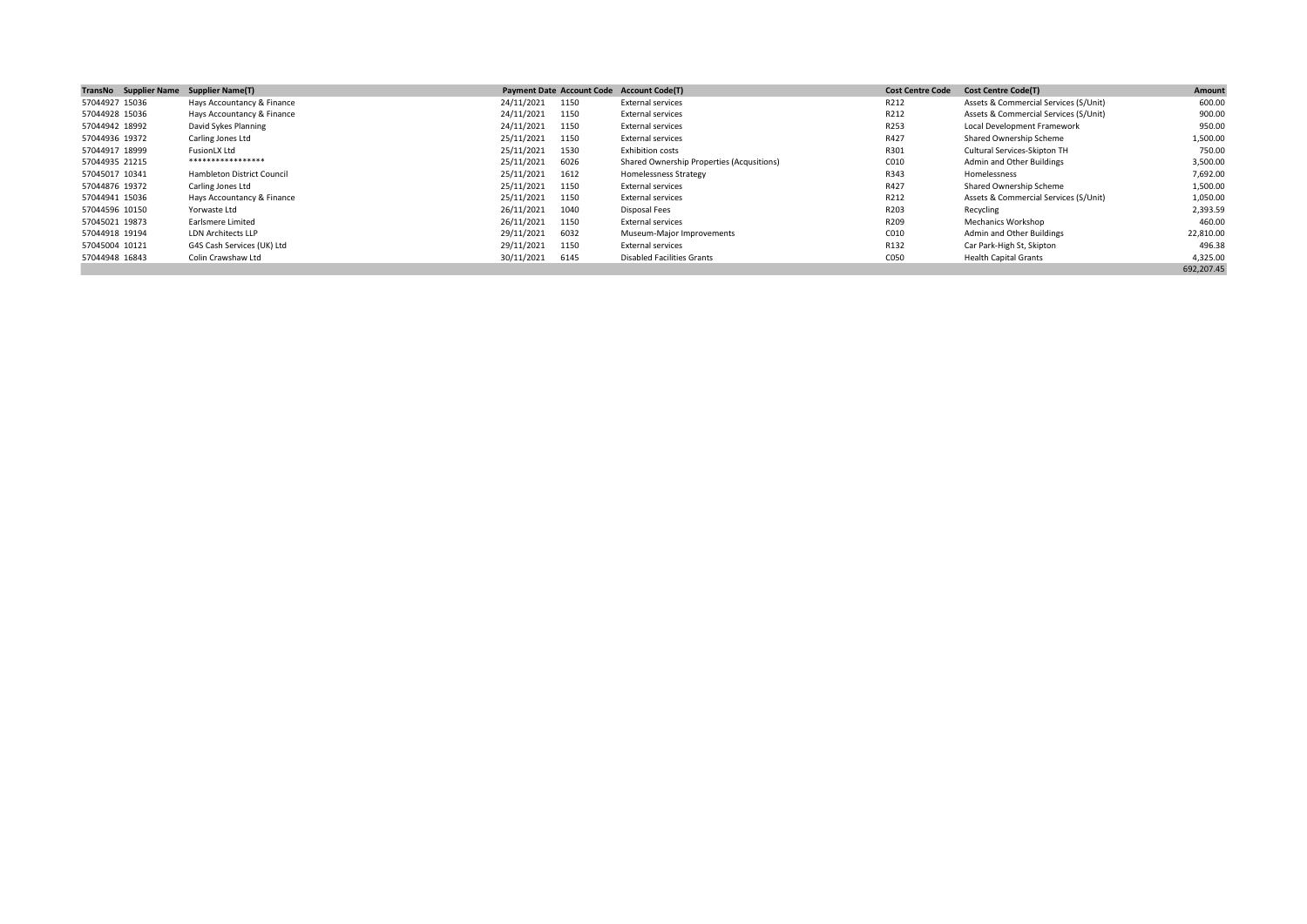| TransNo | Supplier Name | Supplier Name(T) | Payment Date | Account Code | Account Code(T) | Cost Centre Code | Cost Centre Code(T) | Amount |
|---|---|---|---|---|---|---|---|---|
| 57044927 | 15036 | Hays Accountancy & Finance | 24/11/2021 | 1150 | External services | R212 | Assets & Commercial Services (S/Unit) | 600.00 |
| 57044928 | 15036 | Hays Accountancy & Finance | 24/11/2021 | 1150 | External services | R212 | Assets & Commercial Services (S/Unit) | 900.00 |
| 57044942 | 18992 | David Sykes Planning | 24/11/2021 | 1150 | External services | R253 | Local Development Framework | 950.00 |
| 57044936 | 19372 | Carling Jones Ltd | 25/11/2021 | 1150 | External services | R427 | Shared Ownership Scheme | 1,500.00 |
| 57044917 | 18999 | FusionLX Ltd | 25/11/2021 | 1530 | Exhibition costs | R301 | Cultural Services-Skipton TH | 750.00 |
| 57044935 | 21215 | **************** | 25/11/2021 | 6026 | Shared Ownership Properties (Acqusitions) | C010 | Admin and Other Buildings | 3,500.00 |
| 57045017 | 10341 | Hambleton District Council | 25/11/2021 | 1612 | Homelessness Strategy | R343 | Homelessness | 7,692.00 |
| 57044876 | 19372 | Carling Jones Ltd | 25/11/2021 | 1150 | External services | R427 | Shared Ownership Scheme | 1,500.00 |
| 57044941 | 15036 | Hays Accountancy & Finance | 25/11/2021 | 1150 | External services | R212 | Assets & Commercial Services (S/Unit) | 1,050.00 |
| 57044596 | 10150 | Yorwaste Ltd | 26/11/2021 | 1040 | Disposal Fees | R203 | Recycling | 2,393.59 |
| 57045021 | 19873 | Earlsmere Limited | 26/11/2021 | 1150 | External services | R209 | Mechanics Workshop | 460.00 |
| 57044918 | 19194 | LDN Architects LLP | 29/11/2021 | 6032 | Museum-Major Improvements | C010 | Admin and Other Buildings | 22,810.00 |
| 57045004 | 10121 | G4S Cash Services (UK) Ltd | 29/11/2021 | 1150 | External services | R132 | Car Park-High St, Skipton | 496.38 |
| 57044948 | 16843 | Colin Crawshaw Ltd | 30/11/2021 | 6145 | Disabled Facilities Grants | C050 | Health Capital Grants | 4,325.00 |
| | | | | | | | | 692,207.45 |